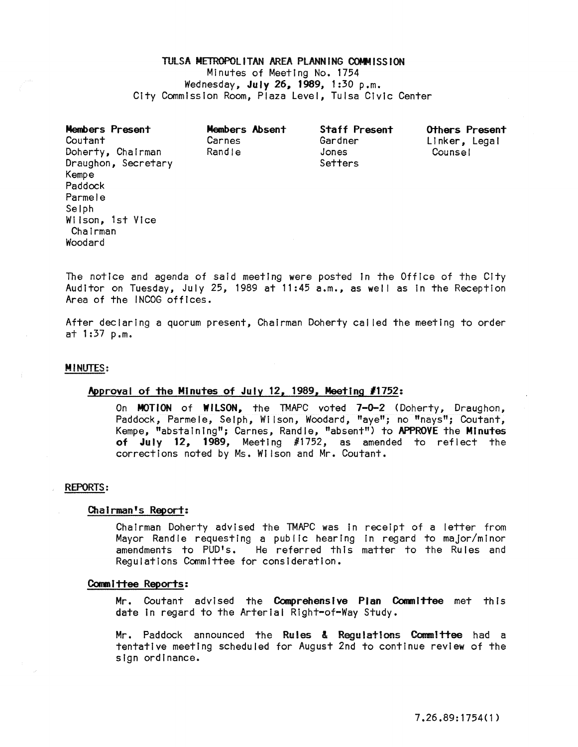# TULSA METROPOLITAN AREA PLANNING COMMISSION

Minutes of Meeting No. 1754
Wednesday, **July 26, 1989**, 1:30 p.m.
City Commission Room, Plaza Level, Tulsa Civic Center

| Members Present | Members Absent | Staff Present | Others Present |
|---|---|---|---|
| Coutant | Carnes | Gardner | Linker, Legal Counsel |
| Doherty, Chairman | Randle | Jones | |
| Draughon, Secretary | | Setters | |
| Kempe | | | |
| Paddock | | | |
| Parmele | | | |
| Selph | | | |
| Wilson, 1st Vice Chairman | | | |
| Woodard | | | |

The notice and agenda of said meeting were posted in the Office of the City Auditor on Tuesday, July 25, 1989 at 11:45 a.m., as well as in the Reception Area of the INCOG offices.

After declaring a quorum present, Chairman Doherty called the meeting to order at 1:37 p.m.

## MINUTES:

### Approval of the Minutes of July 12, 1989, Meeting #1752:

On **MOTION** of **WILSON**, the TMAPC voted **7-0-2** (Doherty, Draughon, Paddock, Parmele, Selph, Wilson, Woodard, "aye"; no "nays"; Coutant, Kempe, "abstaining"; Carnes, Randle, "absent") to **APPROVE** the **Minutes of July 12, 1989**, Meeting #1752, as amended to reflect the corrections noted by Ms. Wilson and Mr. Coutant.

## REPORTS:

### Chairman's Report:

Chairman Doherty advised the TMAPC was in receipt of a letter from Mayor Randle requesting a public hearing in regard to major/minor amendments to PUD's. He referred this matter to the Rules and Regulations Committee for consideration.

### Committee Reports:

Mr. Coutant advised the **Comprehensive Plan Committee** met this date in regard to the Arterial Right-of-Way Study.

Mr. Paddock announced the **Rules & Regulations Committee** had a tentative meeting scheduled for August 2nd to continue review of the sign ordinance.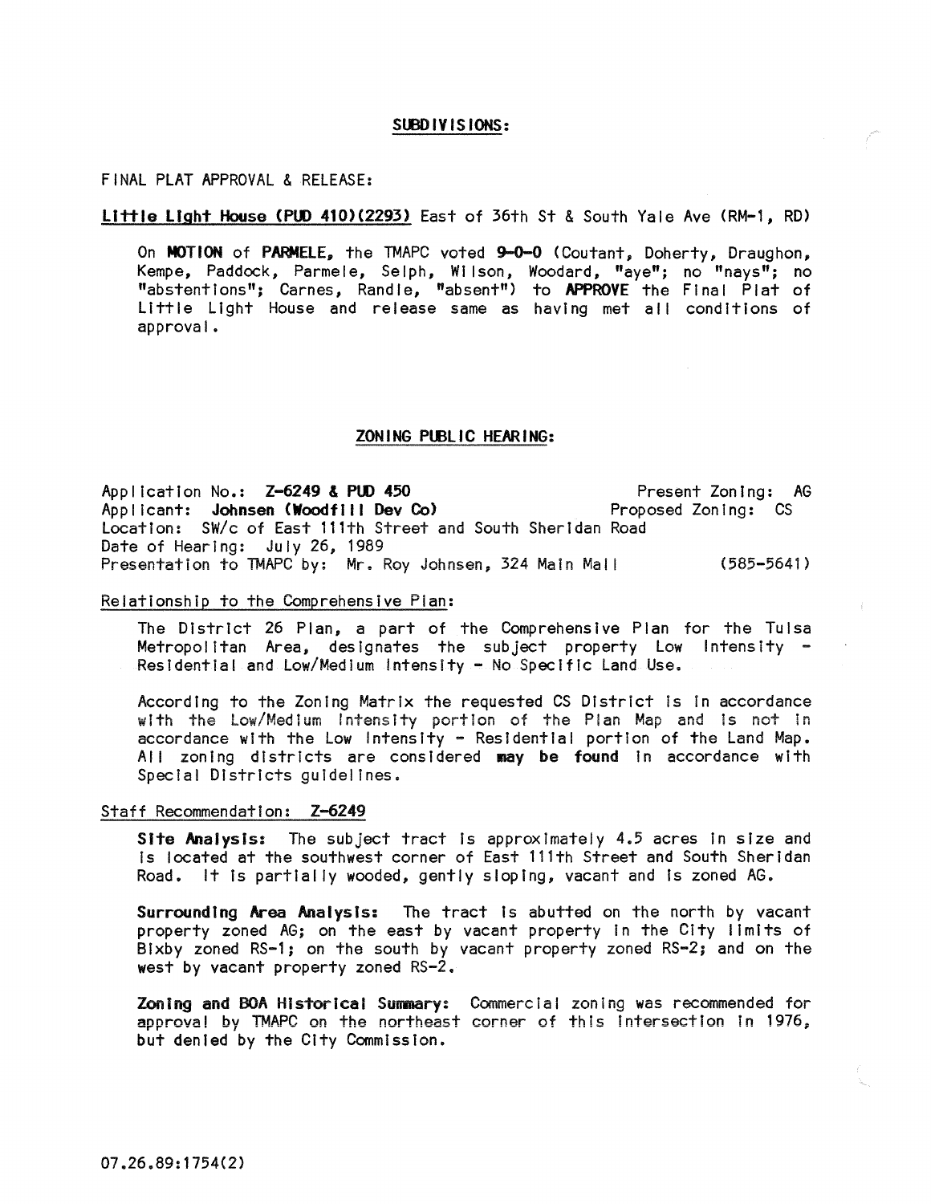## SUBDIVISIONS:

FINAL PLAT APPROVAL & RELEASE:

**Little Light House (PUD 410)(2293)** East of 36th St & South Yale Ave (RM-1, RD)

On **MOTION** of **PARMELE**, the TMAPC voted **9-0-0** (Coutant, Doherty, Draughon, Kempe, Paddock, Parmele, Selph, Wilson, Woodard, "aye"; no "nays"; no "abstentions"; Carnes, Randle, "absent") to **APPROVE** the Final Plat of Little Light House and release same as having met all conditions of approval.

## ZONING PUBLIC HEARING:

Application No.: **Z-6249 & PUD 450** — Present Zoning: AG
Applicant: **Johnsen (Woodfill Dev Co)** — Proposed Zoning: CS
Location: SW/c of East 111th Street and South Sheridan Road
Date of Hearing: July 26, 1989
Presentation to TMAPC by: Mr. Roy Johnsen, 324 Main Mall (585-5641)

Relationship to the Comprehensive Plan:

The District 26 Plan, a part of the Comprehensive Plan for the Tulsa Metropolitan Area, designates the subject property Low Intensity - Residential and Low/Medium Intensity - No Specific Land Use.

According to the Zoning Matrix the requested CS District is in accordance with the Low/Medium Intensity portion of the Plan Map and is not in accordance with the Low Intensity - Residential portion of the Land Map. All zoning districts are considered **may be found** in accordance with Special Districts guidelines.

Staff Recommendation: Z-6249

**Site Analysis:** The subject tract is approximately 4.5 acres in size and is located at the southwest corner of East 111th Street and South Sheridan Road. It is partially wooded, gently sloping, vacant and is zoned AG.

**Surrounding Area Analysis:** The tract is abutted on the north by vacant property zoned AG; on the east by vacant property in the City limits of Bixby zoned RS-1; on the south by vacant property zoned RS-2; and on the west by vacant property zoned RS-2.

**Zoning and BOA Historical Summary:** Commercial zoning was recommended for approval by TMAPC on the northeast corner of this intersection in 1976, but denied by the City Commission.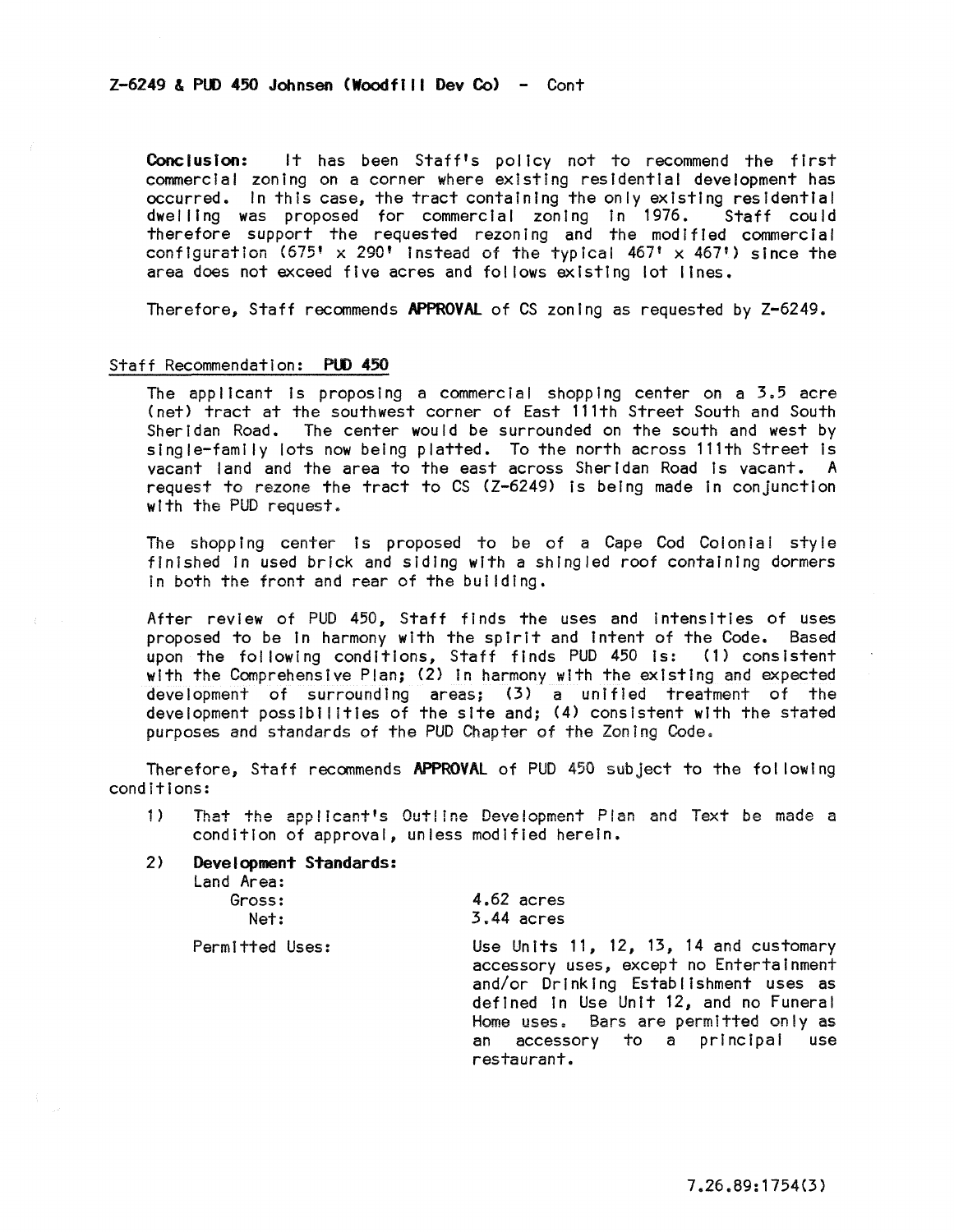Z-6249 & PUD 450 Johnsen (Woodfill Dev Co) - Cont

**Conclusion:** It has been Staff's policy not to recommend the first commercial zoning on a corner where existing residential development has occurred. In this case, the tract containing the only existing residential dwelling was proposed for commercial zoning in 1976. Staff could therefore support the requested rezoning and the modified commercial configuration (675' x 290' instead of the typical 467' x 467') since the area does not exceed five acres and follows existing lot lines.

Therefore, Staff recommends **APPROVAL** of CS zoning as requested by Z-6249.

Staff Recommendation: **PUD 450**

The applicant is proposing a commercial shopping center on a 3.5 acre (net) tract at the southwest corner of East 111th Street South and South Sheridan Road. The center would be surrounded on the south and west by single-family lots now being platted. To the north across 111th Street is vacant land and the area to the east across Sheridan Road is vacant. A request to rezone the tract to CS (Z-6249) is being made in conjunction with the PUD request.

The shopping center is proposed to be of a Cape Cod Colonial style finished in used brick and siding with a shingled roof containing dormers in both the front and rear of the building.

After review of PUD 450, Staff finds the uses and intensities of uses proposed to be in harmony with the spirit and intent of the Code. Based upon the following conditions, Staff finds PUD 450 is: (1) consistent with the Comprehensive Plan; (2) in harmony with the existing and expected development of surrounding areas; (3) a unified treatment of the development possibilities of the site and; (4) consistent with the stated purposes and standards of the PUD Chapter of the Zoning Code.

Therefore, Staff recommends **APPROVAL** of PUD 450 subject to the following conditions:

1) That the applicant's Outline Development Plan and Text be made a condition of approval, unless modified herein.

2) **Development Standards:**

| | |
|---|---|
| Land Area: | |
| Gross: | 4.62 acres |
| Net: | 3.44 acres |
| Permitted Uses: | Use Units 11, 12, 13, 14 and customary accessory uses, except no Entertainment and/or Drinking Establishment uses as defined in Use Unit 12, and no Funeral Home uses. Bars are permitted only as an accessory to a principal use restaurant. |

7.26.89:1754(3)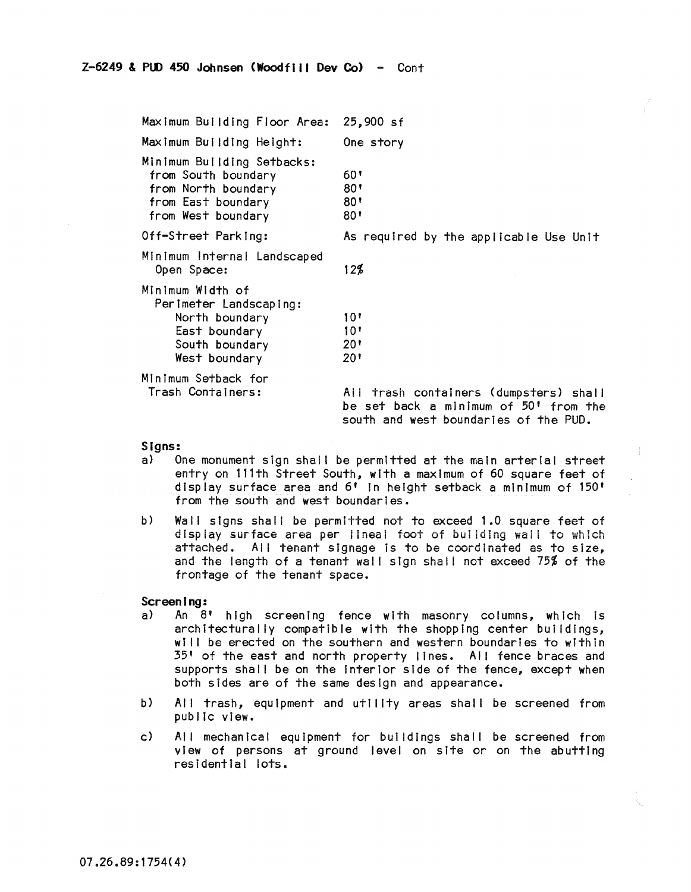**Z-6249 & PUD 450 Johnsen (Woodfill Dev Co) - Cont**

| | |
|---|---|
| Maximum Building Floor Area: | 25,900 sf |
| Maximum Building Height: | One story |
| Minimum Building Setbacks: | |
| from South boundary | 60' |
| from North boundary | 80' |
| from East boundary | 80' |
| from West boundary | 80' |
| Off-Street Parking: | As required by the applicable Use Unit |
| Minimum Internal Landscaped Open Space: | 12% |
| Minimum Width of Perimeter Landscaping: | |
| North boundary | 10' |
| East boundary | 10' |
| South boundary | 20' |
| West boundary | 20' |
| Minimum Setback for Trash Containers: | All trash containers (dumpsters) shall be set back a minimum of 50' from the south and west boundaries of the PUD. |

**Signs:**

a) One monument sign shall be permitted at the main arterial street entry on 111th Street South, with a maximum of 60 square feet of display surface area and 6' in height setback a minimum of 150' from the south and west boundaries.

b) Wall signs shall be permitted not to exceed 1.0 square feet of display surface area per lineal foot of building wall to which attached. All tenant signage is to be coordinated as to size, and the length of a tenant wall sign shall not exceed 75% of the frontage of the tenant space.

**Screening:**

a) An 8' high screening fence with masonry columns, which is architecturally compatible with the shopping center buildings, will be erected on the southern and western boundaries to within 35' of the east and north property lines. All fence braces and supports shall be on the interior side of the fence, except when both sides are of the same design and appearance.

b) All trash, equipment and utility areas shall be screened from public view.

c) All mechanical equipment for buildings shall be screened from view of persons at ground level on site or on the abutting residential lots.

07.26.89:1754(4)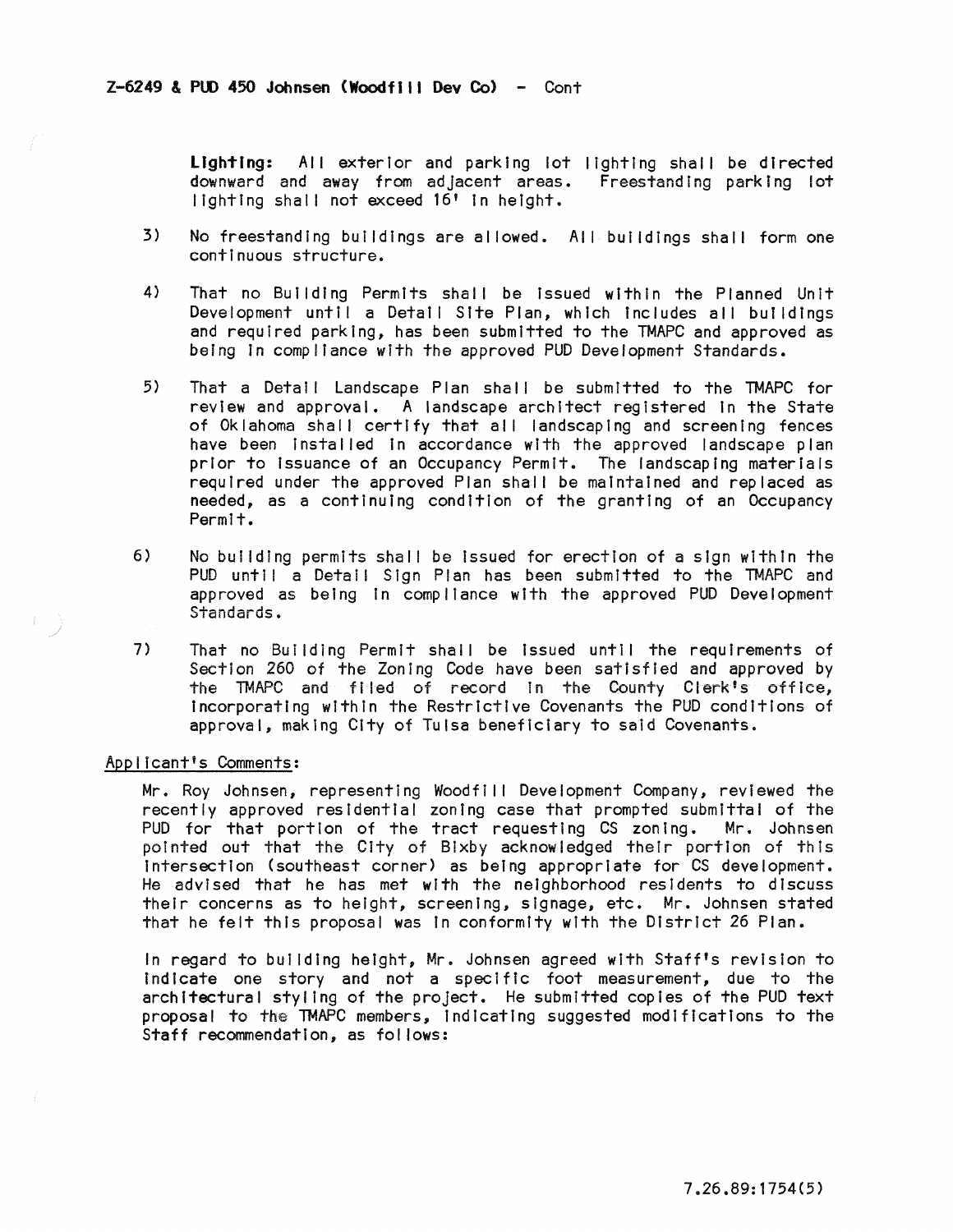**Z-6249 & PUD 450 Johnsen (Woodfill Dev Co) - Cont**

**Lighting:** All exterior and parking lot lighting shall be directed downward and away from adjacent areas. Freestanding parking lot lighting shall not exceed 16' in height.

3) No freestanding buildings are allowed. All buildings shall form one continuous structure.

4) That no Building Permits shall be issued within the Planned Unit Development until a Detail Site Plan, which includes all buildings and required parking, has been submitted to the TMAPC and approved as being in compliance with the approved PUD Development Standards.

5) That a Detail Landscape Plan shall be submitted to the TMAPC for review and approval. A landscape architect registered in the State of Oklahoma shall certify that all landscaping and screening fences have been installed in accordance with the approved landscape plan prior to issuance of an Occupancy Permit. The landscaping materials required under the approved Plan shall be maintained and replaced as needed, as a continuing condition of the granting of an Occupancy Permit.

6) No building permits shall be issued for erection of a sign within the PUD until a Detail Sign Plan has been submitted to the TMAPC and approved as being in compliance with the approved PUD Development Standards.

7) That no Building Permit shall be issued until the requirements of Section 260 of the Zoning Code have been satisfied and approved by the TMAPC and filed of record in the County Clerk's office, incorporating within the Restrictive Covenants the PUD conditions of approval, making City of Tulsa beneficiary to said Covenants.

Applicant's Comments:

Mr. Roy Johnsen, representing Woodfill Development Company, reviewed the recently approved residential zoning case that prompted submittal of the PUD for that portion of the tract requesting CS zoning. Mr. Johnsen pointed out that the City of Bixby acknowledged their portion of this intersection (southeast corner) as being appropriate for CS development. He advised that he has met with the neighborhood residents to discuss their concerns as to height, screening, signage, etc. Mr. Johnsen stated that he felt this proposal was in conformity with the District 26 Plan.

In regard to building height, Mr. Johnsen agreed with Staff's revision to indicate one story and not a specific foot measurement, due to the architectural styling of the project. He submitted copies of the PUD text proposal to the TMAPC members, indicating suggested modifications to the Staff recommendation, as follows:

7.26.89:1754(5)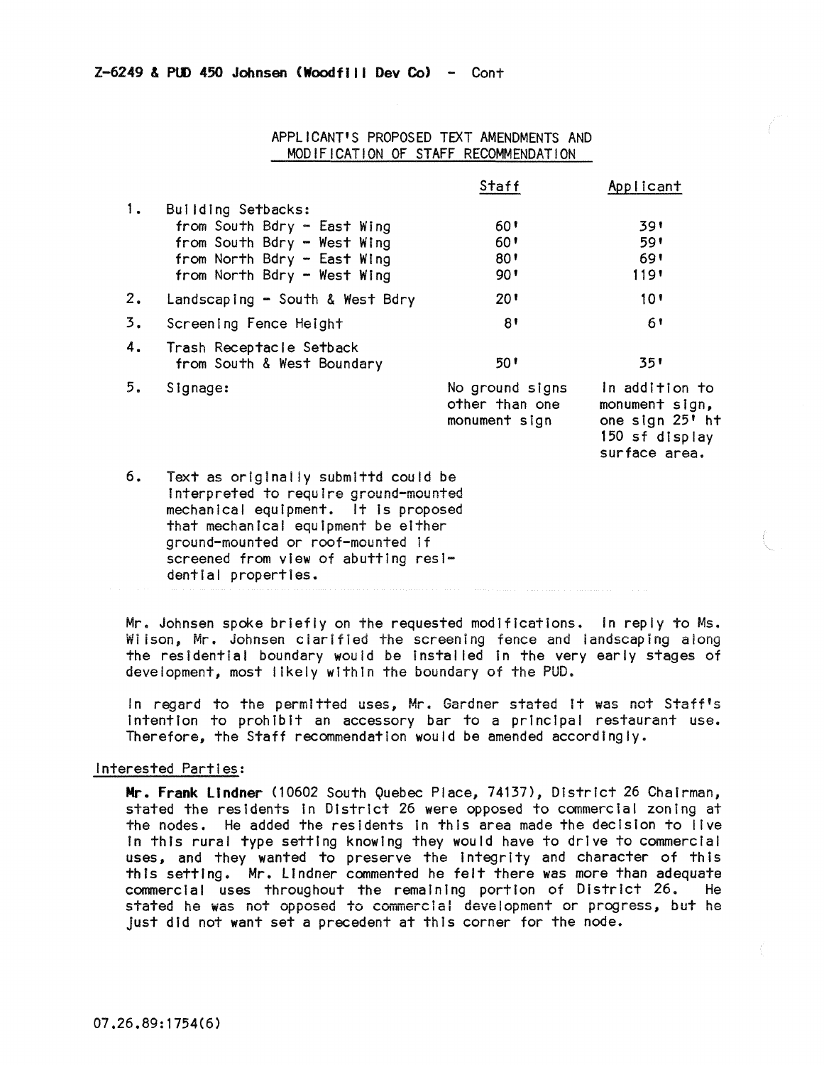**Z-6249 & PUD 450 Johnsen (Woodfill Dev Co) - Cont**

APPLICANT'S PROPOSED TEXT AMENDMENTS AND MODIFICATION OF STAFF RECOMMENDATION

| | | Staff | Applicant |
|---|---|---|---|
| 1. | Building Setbacks: | | |
| | from South Bdry - East Wing | 60' | 39' |
| | from South Bdry - West Wing | 60' | 59' |
| | from North Bdry - East Wing | 80' | 69' |
| | from North Bdry - West Wing | 90' | 119' |
| 2. | Landscaping - South & West Bdry | 20' | 10' |
| 3. | Screening Fence Height | 8' | 6' |
| 4. | Trash Receptacle Setback from South & West Boundary | 50' | 35' |
| 5. | Signage: | No ground signs other than one monument sign | In addition to monument sign, one sign 25' ht 150 sf display surface area. |
| 6. | Text as originally submittd could be interpreted to require ground-mounted mechanical equipment. It is proposed that mechanical equipment be either ground-mounted or roof-mounted if screened from view of abutting residential properties. | | |

Mr. Johnsen spoke briefly on the requested modifications. In reply to Ms. Wilson, Mr. Johnsen clarified the screening fence and landscaping along the residential boundary would be installed in the very early stages of development, most likely within the boundary of the PUD.

In regard to the permitted uses, Mr. Gardner stated it was not Staff's intention to prohibit an accessory bar to a principal restaurant use. Therefore, the Staff recommendation would be amended accordingly.

Interested Parties:

**Mr. Frank Lindner** (10602 South Quebec Place, 74137), District 26 Chairman, stated the residents in District 26 were opposed to commercial zoning at the nodes. He added the residents in this area made the decision to live in this rural type setting knowing they would have to drive to commercial uses, and they wanted to preserve the integrity and character of this this setting. Mr. Lindner commented he felt there was more than adequate commercial uses throughout the remaining portion of District 26. He stated he was not opposed to commercial development or progress, but he just did not want set a precedent at this corner for the node.

07.26.89:1754(6)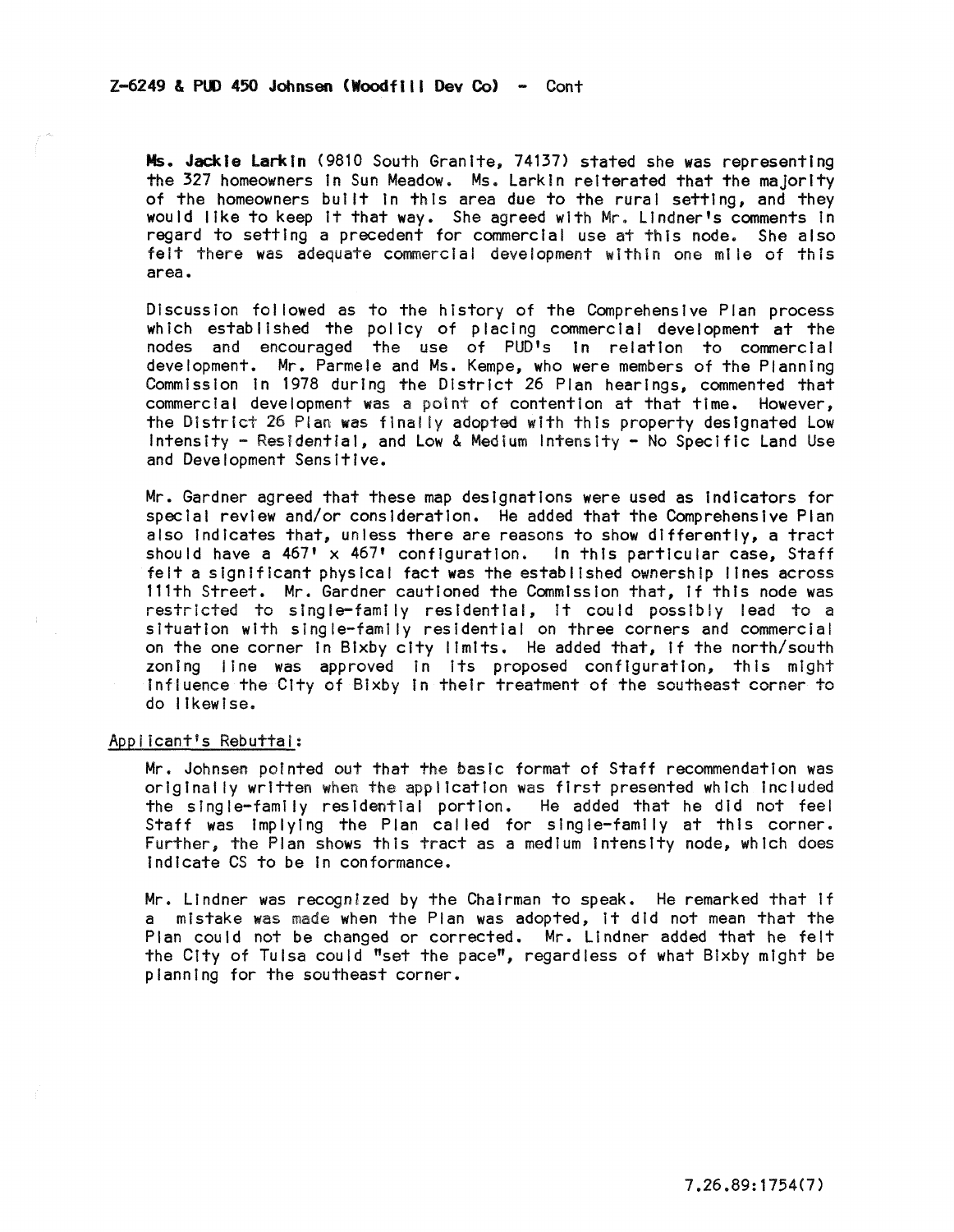**Z-6249 & PUD 450 Johnsen (Woodfill Dev Co) - Cont**

**Ms. Jackie Larkin** (9810 South Granite, 74137) stated she was representing the 327 homeowners in Sun Meadow. Ms. Larkin reiterated that the majority of the homeowners built in this area due to the rural setting, and they would like to keep it that way. She agreed with Mr. Lindner's comments in regard to setting a precedent for commercial use at this node. She also felt there was adequate commercial development within one mile of this area.

Discussion followed as to the history of the Comprehensive Plan process which established the policy of placing commercial development at the nodes and encouraged the use of PUD's in relation to commercial development. Mr. Parmele and Ms. Kempe, who were members of the Planning Commission in 1978 during the District 26 Plan hearings, commented that commercial development was a point of contention at that time. However, the District 26 Plan was finally adopted with this property designated Low Intensity - Residential, and Low & Medium Intensity - No Specific Land Use and Development Sensitive.

Mr. Gardner agreed that these map designations were used as indicators for special review and/or consideration. He added that the Comprehensive Plan also indicates that, unless there are reasons to show differently, a tract should have a 467' x 467' configuration. In this particular case, Staff felt a significant physical fact was the established ownership lines across 111th Street. Mr. Gardner cautioned the Commission that, if this node was restricted to single-family residential, it could possibly lead to a situation with single-family residential on three corners and commercial on the one corner in Bixby city limits. He added that, if the north/south zoning line was approved in its proposed configuration, this might influence the City of Bixby in their treatment of the southeast corner to do likewise.

Applicant's Rebuttal:

Mr. Johnsen pointed out that the basic format of Staff recommendation was originally written when the application was first presented which included the single-family residential portion. He added that he did not feel Staff was implying the Plan called for single-family at this corner. Further, the Plan shows this tract as a medium intensity node, which does indicate CS to be in conformance.

Mr. Lindner was recognized by the Chairman to speak. He remarked that if a mistake was made when the Plan was adopted, it did not mean that the Plan could not be changed or corrected. Mr. Lindner added that he felt the City of Tulsa could "set the pace", regardless of what Bixby might be planning for the southeast corner.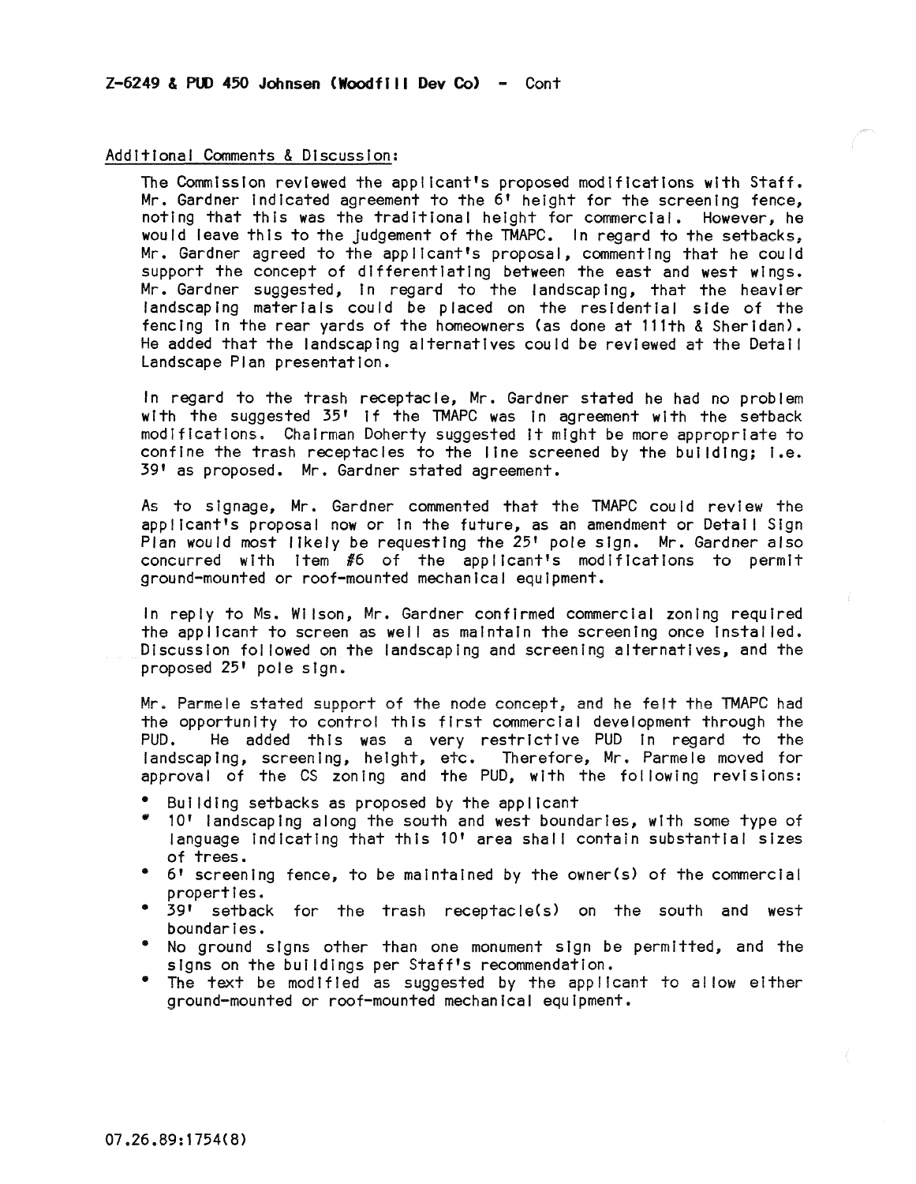Z-6249 & PUD 450 Johnsen (Woodfill Dev Co) - Cont

Additional Comments & Discussion:

The Commission reviewed the applicant's proposed modifications with Staff. Mr. Gardner indicated agreement to the 6' height for the screening fence, noting that this was the traditional height for commercial. However, he would leave this to the judgement of the TMAPC. In regard to the setbacks, Mr. Gardner agreed to the applicant's proposal, commenting that he could support the concept of differentiating between the east and west wings. Mr. Gardner suggested, in regard to the landscaping, that the heavier landscaping materials could be placed on the residential side of the fencing in the rear yards of the homeowners (as done at 111th & Sheridan). He added that the landscaping alternatives could be reviewed at the Detail Landscape Plan presentation.

In regard to the trash receptacle, Mr. Gardner stated he had no problem with the suggested 35' if the TMAPC was in agreement with the setback modifications. Chairman Doherty suggested it might be more appropriate to confine the trash receptacles to the line screened by the building; i.e. 39' as proposed. Mr. Gardner stated agreement.

As to signage, Mr. Gardner commented that the TMAPC could review the applicant's proposal now or in the future, as an amendment or Detail Sign Plan would most likely be requesting the 25' pole sign. Mr. Gardner also concurred with item #6 of the applicant's modifications to permit ground-mounted or roof-mounted mechanical equipment.

In reply to Ms. Wilson, Mr. Gardner confirmed commercial zoning required the applicant to screen as well as maintain the screening once installed. Discussion followed on the landscaping and screening alternatives, and the proposed 25' pole sign.

Mr. Parmele stated support of the node concept, and he felt the TMAPC had the opportunity to control this first commercial development through the PUD. He added this was a very restrictive PUD in regard to the landscaping, screening, height, etc. Therefore, Mr. Parmele moved for approval of the CS zoning and the PUD, with the following revisions:

- Building setbacks as proposed by the applicant
- 10' landscaping along the south and west boundaries, with some type of language indicating that this 10' area shall contain substantial sizes of trees.
- 6' screening fence, to be maintained by the owner(s) of the commercial properties.
- 39' setback for the trash receptacle(s) on the south and west boundaries.
- No ground signs other than one monument sign be permitted, and the signs on the buildings per Staff's recommendation.
- The text be modified as suggested by the applicant to allow either ground-mounted or roof-mounted mechanical equipment.

07.26.89:1754(8)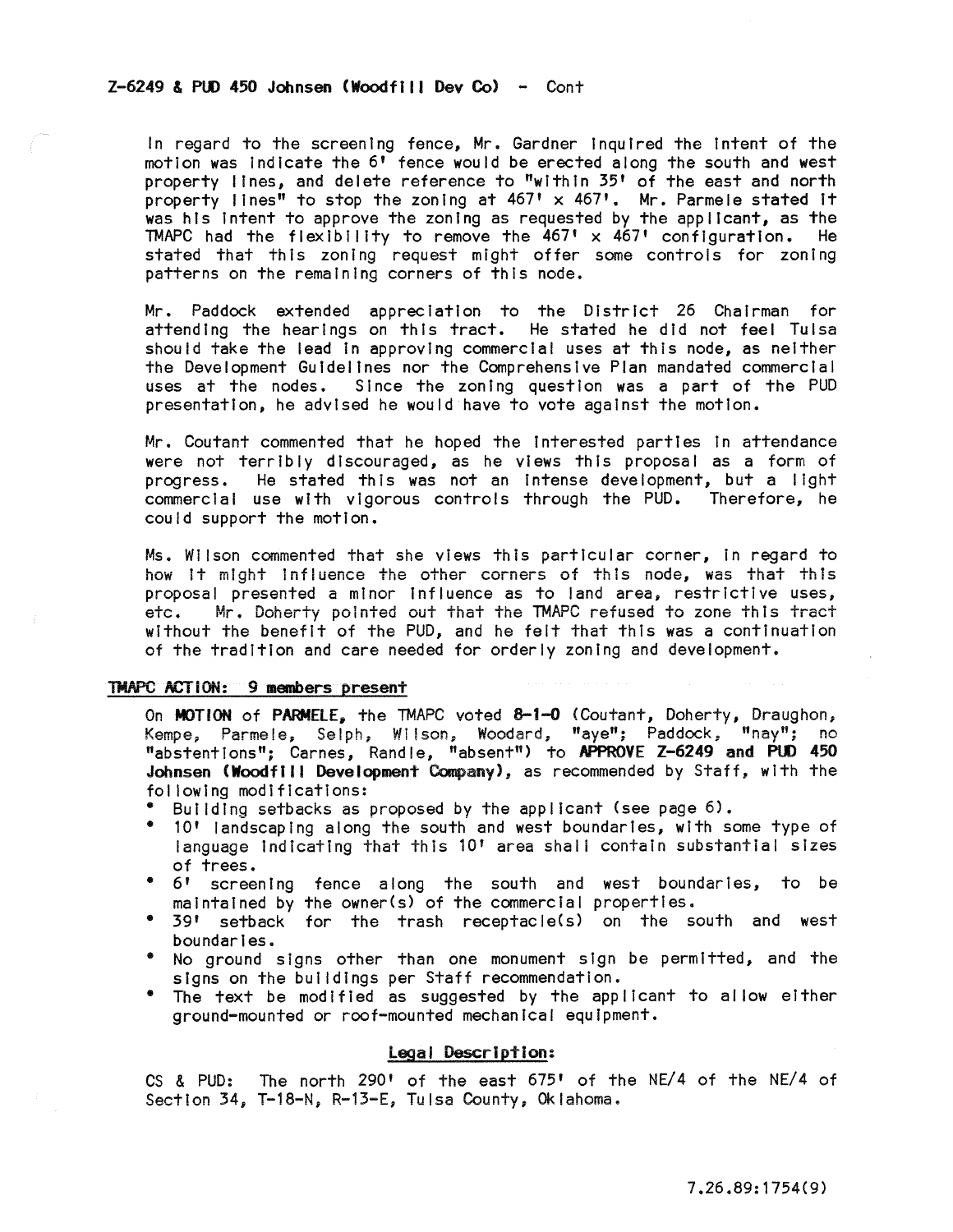**Z-6249 & PUD 450 Johnsen (Woodfill Dev Co) - Cont**

In regard to the screening fence, Mr. Gardner inquired the intent of the motion was indicate the 6' fence would be erected along the south and west property lines, and delete reference to "within 35' of the east and north property lines" to stop the zoning at 467' x 467'. Mr. Parmele stated it was his intent to approve the zoning as requested by the applicant, as the TMAPC had the flexibility to remove the 467' x 467' configuration. He stated that this zoning request might offer some controls for zoning patterns on the remaining corners of this node.

Mr. Paddock extended appreciation to the District 26 Chairman for attending the hearings on this tract. He stated he did not feel Tulsa should take the lead in approving commercial uses at this node, as neither the Development Guidelines nor the Comprehensive Plan mandated commercial uses at the nodes. Since the zoning question was a part of the PUD presentation, he advised he would have to vote against the motion.

Mr. Coutant commented that he hoped the interested parties in attendance were not terribly discouraged, as he views this proposal as a form of progress. He stated this was not an intense development, but a light commercial use with vigorous controls through the PUD. Therefore, he could support the motion.

Ms. Wilson commented that she views this particular corner, in regard to how it might influence the other corners of this node, was that this proposal presented a minor influence as to land area, restrictive uses, etc. Mr. Doherty pointed out that the TMAPC refused to zone this tract without the benefit of the PUD, and he felt that this was a continuation of the tradition and care needed for orderly zoning and development.

**TMAPC ACTION: 9 members present**

On **MOTION** of **PARMELE,** the TMAPC voted **8-1-0** (Coutant, Doherty, Draughon, Kempe, Parmele, Selph, Wilson, Woodard, "aye"; Paddock, "nay"; no "abstentions"; Carnes, Randle, "absent") to **APPROVE Z-6249 and PUD 450 Johnsen (Woodfill Development Company)**, as recommended by Staff, with the following modifications:

- Building setbacks as proposed by the applicant (see page 6).
- 10' landscaping along the south and west boundaries, with some type of language indicating that this 10' area shall contain substantial sizes of trees.
- 6' screening fence along the south and west boundaries, to be maintained by the owner(s) of the commercial properties.
- 39' setback for the trash receptacle(s) on the south and west boundaries.
- No ground signs other than one monument sign be permitted, and the signs on the buildings per Staff recommendation.
- The text be modified as suggested by the applicant to allow either ground-mounted or roof-mounted mechanical equipment.

**Legal Description:**

CS & PUD: The north 290' of the east 675' of the NE/4 of the NE/4 of Section 34, T-18-N, R-13-E, Tulsa County, Oklahoma.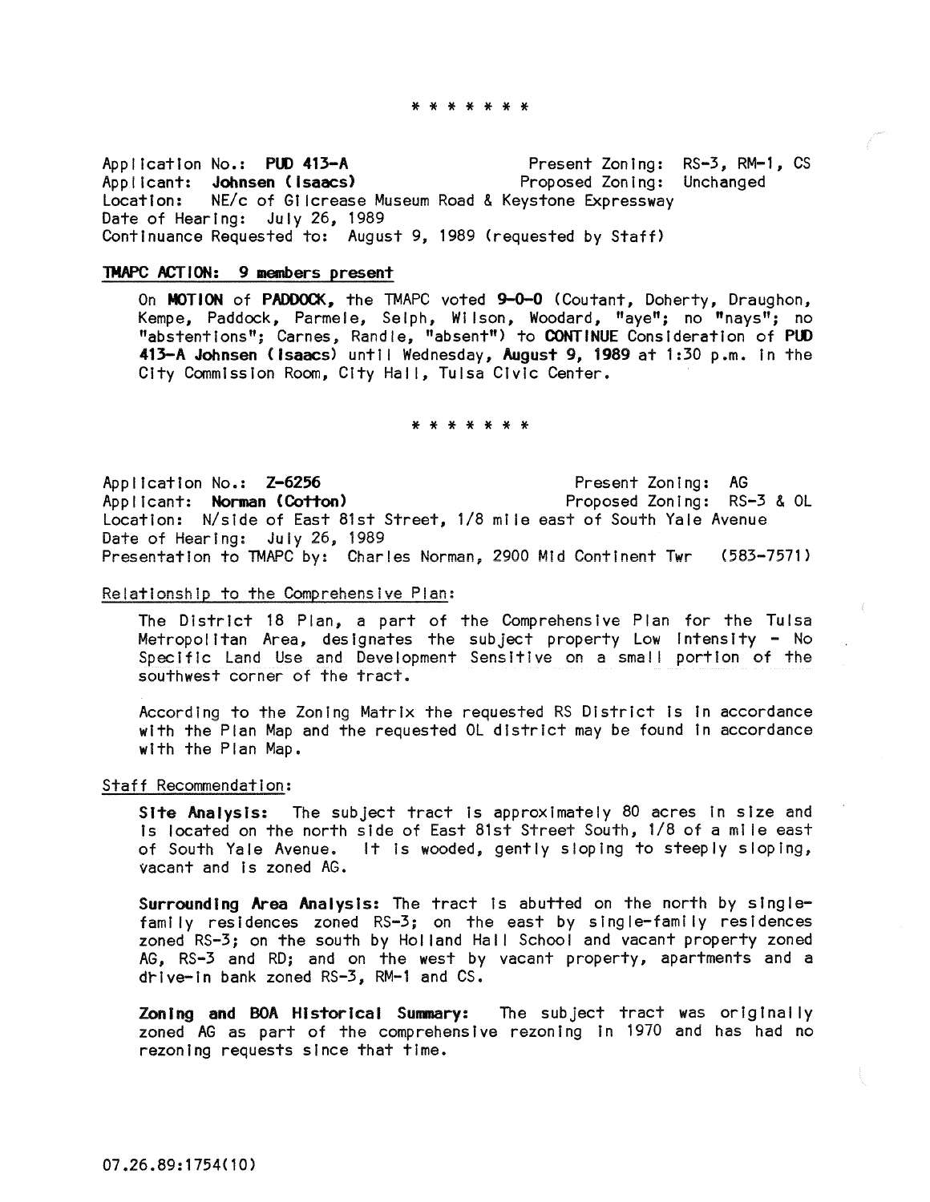\* \* \* \* \* \* \*

Application No.: **PUD 413-A** Present Zoning: RS-3, RM-1, CS
Applicant: **Johnsen (Isaacs)** Proposed Zoning: Unchanged
Location: NE/c of Gilcrease Museum Road & Keystone Expressway
Date of Hearing: July 26, 1989
Continuance Requested to: August 9, 1989 (requested by Staff)

**TMAPC ACTION: 9 members present**

On **MOTION** of **PADDOCK**, the TMAPC voted **9-0-0** (Coutant, Doherty, Draughon, Kempe, Paddock, Parmele, Selph, Wilson, Woodard, "aye"; no "nays"; no "abstentions"; Carnes, Randle, "absent") to **CONTINUE** Consideration of **PUD 413-A Johnsen (Isaacs)** until Wednesday, **August 9, 1989** at 1:30 p.m. in the City Commission Room, City Hall, Tulsa Civic Center.

\* \* \* \* \* \* \*

Application No.: **Z-6256** Present Zoning: AG
Applicant: **Norman (Cotton)** Proposed Zoning: RS-3 & OL
Location: N/side of East 81st Street, 1/8 mile east of South Yale Avenue
Date of Hearing: July 26, 1989
Presentation to TMAPC by: Charles Norman, 2900 Mid Continent Twr (583-7571)

Relationship to the Comprehensive Plan:

The District 18 Plan, a part of the Comprehensive Plan for the Tulsa Metropolitan Area, designates the subject property Low Intensity - No Specific Land Use and Development Sensitive on a small portion of the southwest corner of the tract.

According to the Zoning Matrix the requested RS District is in accordance with the Plan Map and the requested OL district may be found in accordance with the Plan Map.

Staff Recommendation:

**Site Analysis:** The subject tract is approximately 80 acres in size and is located on the north side of East 81st Street South, 1/8 of a mile east of South Yale Avenue. It is wooded, gently sloping to steeply sloping, vacant and is zoned AG.

**Surrounding Area Analysis:** The tract is abutted on the north by single-family residences zoned RS-3; on the east by single-family residences zoned RS-3; on the south by Holland Hall School and vacant property zoned AG, RS-3 and RD; and on the west by vacant property, apartments and a drive-in bank zoned RS-3, RM-1 and CS.

**Zoning and BOA Historical Summary:** The subject tract was originally zoned AG as part of the comprehensive rezoning in 1970 and has had no rezoning requests since that time.

07.26.89:1754(10)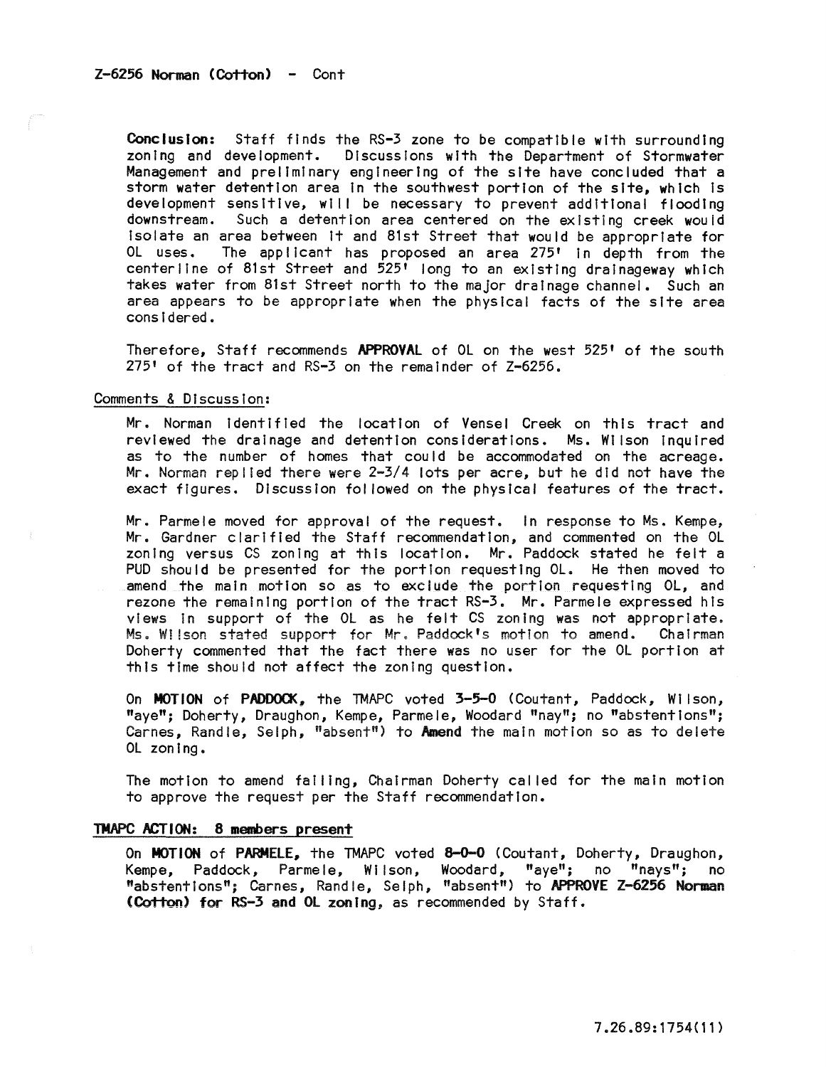Z-6256 Norman (Cotton) - Cont

**Conclusion:** Staff finds the RS-3 zone to be compatible with surrounding zoning and development. Discussions with the Department of Stormwater Management and preliminary engineering of the site have concluded that a storm water detention area in the southwest portion of the site, which is development sensitive, will be necessary to prevent additional flooding downstream. Such a detention area centered on the existing creek would isolate an area between it and 81st Street that would be appropriate for OL uses. The applicant has proposed an area 275' in depth from the centerline of 81st Street and 525' long to an existing drainageway which takes water from 81st Street north to the major drainage channel. Such an area appears to be appropriate when the physical facts of the site area considered.

Therefore, Staff recommends **APPROVAL** of OL on the west 525' of the south 275' of the tract and RS-3 on the remainder of Z-6256.

Comments & Discussion:

Mr. Norman identified the location of Vensel Creek on this tract and reviewed the drainage and detention considerations. Ms. Wilson inquired as to the number of homes that could be accommodated on the acreage. Mr. Norman replied there were 2-3/4 lots per acre, but he did not have the exact figures. Discussion followed on the physical features of the tract.

Mr. Parmele moved for approval of the request. In response to Ms. Kempe, Mr. Gardner clarified the Staff recommendation, and commented on the OL zoning versus CS zoning at this location. Mr. Paddock stated he felt a PUD should be presented for the portion requesting OL. He then moved to amend the main motion so as to exclude the portion requesting OL, and rezone the remaining portion of the tract RS-3. Mr. Parmele expressed his views in support of the OL as he felt CS zoning was not appropriate. Ms. Wilson stated support for Mr. Paddock's motion to amend. Chairman Doherty commented that the fact there was no user for the OL portion at this time should not affect the zoning question.

On **MOTION** of **PADDOCK**, the TMAPC voted **3-5-0** (Coutant, Paddock, Wilson, "aye"; Doherty, Draughon, Kempe, Parmele, Woodard "nay"; no "abstentions"; Carnes, Randle, Selph, "absent") to **Amend** the main motion so as to delete OL zoning.

The motion to amend failing, Chairman Doherty called for the main motion to approve the request per the Staff recommendation.

**TMAPC ACTION: 8 members present**

On **MOTION** of **PARMELE**, the TMAPC voted **8-0-0** (Coutant, Doherty, Draughon, Kempe, Paddock, Parmele, Wilson, Woodard, "aye"; no "nays"; no "abstentions"; Carnes, Randle, Selph, "absent") to **APPROVE Z-6256 Norman (Cotton) for RS-3 and OL zoning**, as recommended by Staff.

7.26.89:1754(11)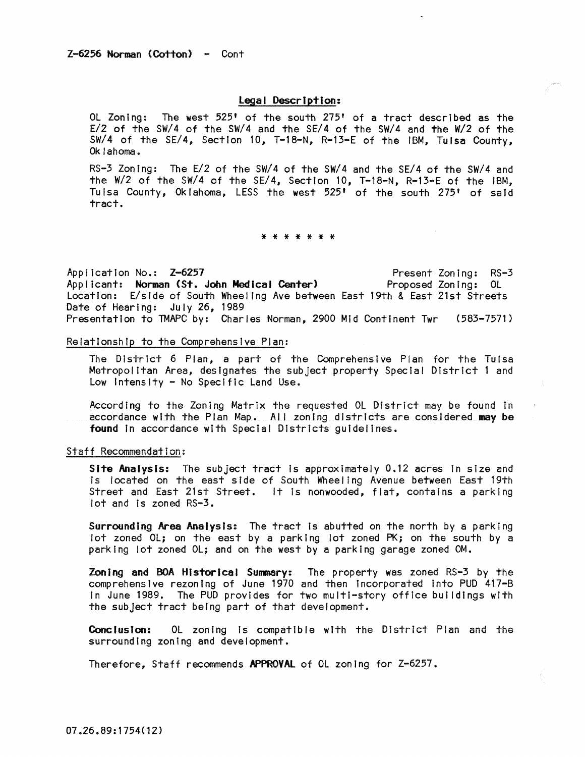**Z-6256 Norman (Cotton) - Cont**

**Legal Description:**

OL Zoning: The west 525' of the south 275' of a tract described as the E/2 of the SW/4 of the SW/4 and the SE/4 of the SW/4 and the W/2 of the SW/4 of the SE/4, Section 10, T-18-N, R-13-E of the IBM, Tulsa County, Oklahoma.

RS-3 Zoning: The E/2 of the SW/4 of the SW/4 and the SE/4 of the SW/4 and the W/2 of the SW/4 of the SE/4, Section 10, T-18-N, R-13-E of the IBM, Tulsa County, Oklahoma, LESS the west 525' of the south 275' of said tract.

* * * * * * *

Application No.: **Z-6257** Present Zoning: RS-3
Applicant: **Norman (St. John Medical Center)** Proposed Zoning: OL
Location: E/side of South Wheeling Ave between East 19th & East 21st Streets
Date of Hearing: July 26, 1989
Presentation to TMAPC by: Charles Norman, 2900 Mid Continent Twr (583-7571)

Relationship to the Comprehensive Plan:

The District 6 Plan, a part of the Comprehensive Plan for the Tulsa Metropolitan Area, designates the subject property Special District 1 and Low Intensity - No Specific Land Use.

According to the Zoning Matrix the requested OL District may be found in accordance with the Plan Map. All zoning districts are considered **may be found** in accordance with Special Districts guidelines.

Staff Recommendation:

**Site Analysis:** The subject tract is approximately 0.12 acres in size and is located on the east side of South Wheeling Avenue between East 19th Street and East 21st Street. It is nonwooded, flat, contains a parking lot and is zoned RS-3.

**Surrounding Area Analysis:** The tract is abutted on the north by a parking lot zoned OL; on the east by a parking lot zoned PK; on the south by a parking lot zoned OL; and on the west by a parking garage zoned OM.

**Zoning and BOA Historical Summary:** The property was zoned RS-3 by the comprehensive rezoning of June 1970 and then incorporated into PUD 417-B in June 1989. The PUD provides for two multi-story office buildings with the subject tract being part of that development.

**Conclusion:** OL zoning is compatible with the District Plan and the surrounding zoning and development.

Therefore, Staff recommends **APPROVAL** of OL zoning for Z-6257.

07.26.89:1754(12)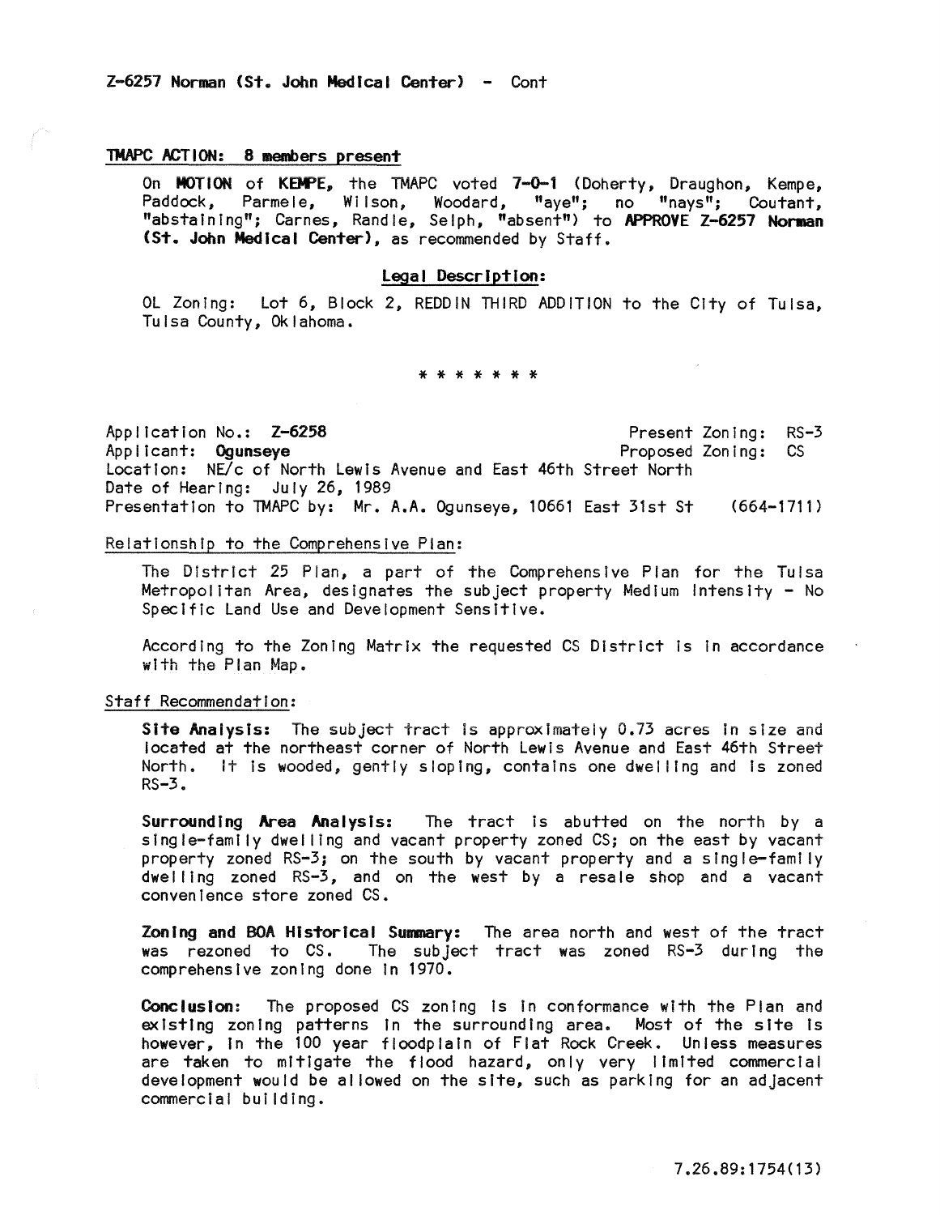Z-6257 Norman (St. John Medical Center) - Cont

**TMAPC ACTION: 8 members present**

On **MOTION** of **KEMPE**, the TMAPC voted **7-0-1** (Doherty, Draughon, Kempe, Paddock, Parmele, Wilson, Woodard, "aye"; no "nays"; Coutant, "abstaining"; Carnes, Randle, Selph, "absent") to **APPROVE Z-6257 Norman (St. John Medical Center)**, as recommended by Staff.

**Legal Description:**

OL Zoning: Lot 6, Block 2, REDDIN THIRD ADDITION to the City of Tulsa, Tulsa County, Oklahoma.

* * * * * * *

Application No.: **Z-6258** Present Zoning: RS-3
Applicant: **Ogunseye** Proposed Zoning: CS
Location: NE/c of North Lewis Avenue and East 46th Street North
Date of Hearing: July 26, 1989
Presentation to TMAPC by: Mr. A.A. Ogunseye, 10661 East 31st St (664-1711)

Relationship to the Comprehensive Plan:

The District 25 Plan, a part of the Comprehensive Plan for the Tulsa Metropolitan Area, designates the subject property Medium Intensity - No Specific Land Use and Development Sensitive.

According to the Zoning Matrix the requested CS District is in accordance with the Plan Map.

Staff Recommendation:

**Site Analysis:** The subject tract is approximately 0.73 acres in size and located at the northeast corner of North Lewis Avenue and East 46th Street North. It is wooded, gently sloping, contains one dwelling and is zoned RS-3.

**Surrounding Area Analysis:** The tract is abutted on the north by a single-family dwelling and vacant property zoned CS; on the east by vacant property zoned RS-3; on the south by vacant property and a single-family dwelling zoned RS-3, and on the west by a resale shop and a vacant convenience store zoned CS.

**Zoning and BOA Historical Summary:** The area north and west of the tract was rezoned to CS. The subject tract was zoned RS-3 during the comprehensive zoning done in 1970.

**Conclusion:** The proposed CS zoning is in conformance with the Plan and existing zoning patterns in the surrounding area. Most of the site is however, in the 100 year floodplain of Flat Rock Creek. Unless measures are taken to mitigate the flood hazard, only very limited commercial development would be allowed on the site, such as parking for an adjacent commercial building.

7.26.89:1754(13)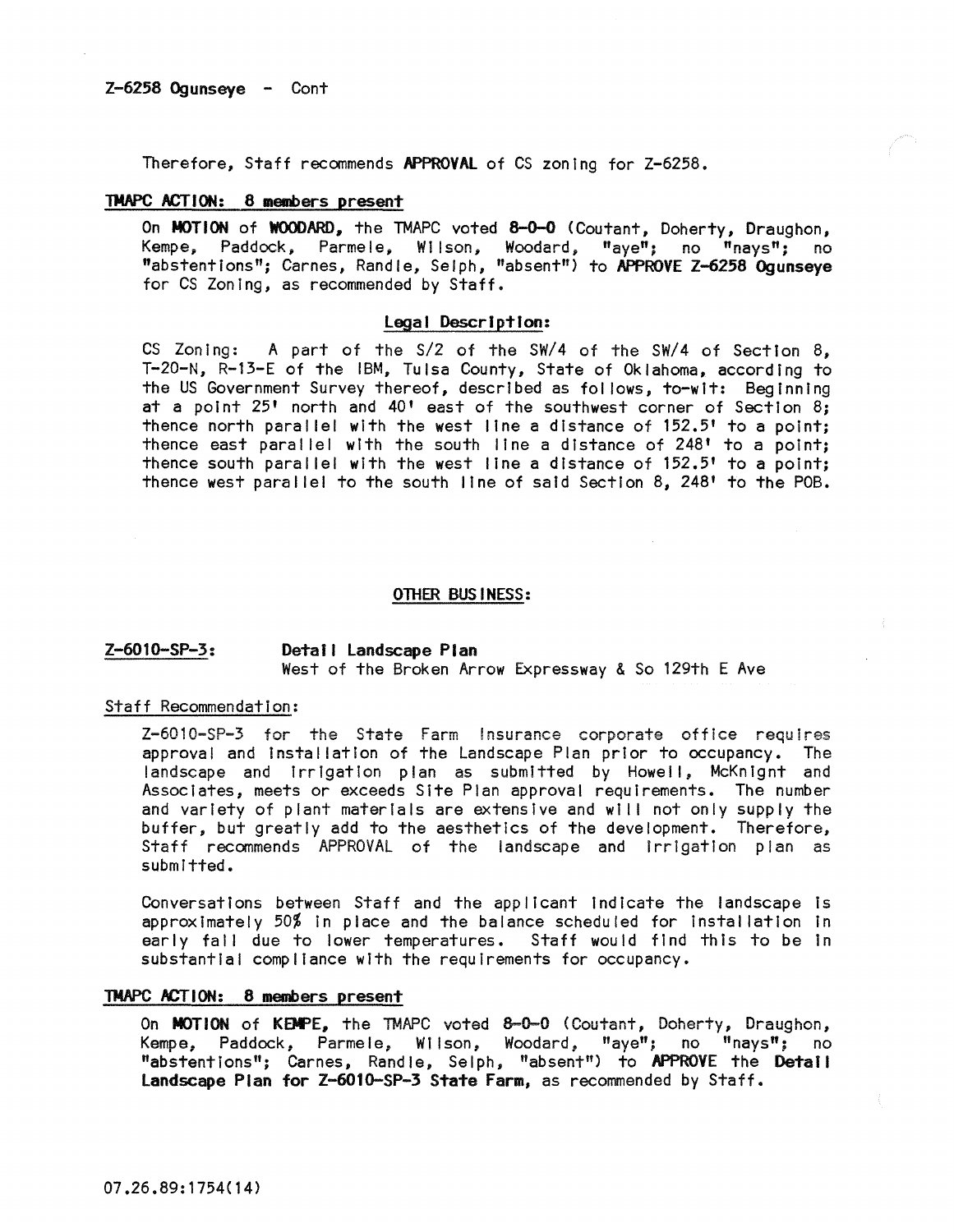**Z-6258 Ogunseye - Cont**

Therefore, Staff recommends **APPROVAL** of CS zoning for Z-6258.

**TMAPC ACTION: 8 members present**

On **MOTION** of **WOODARD**, the TMAPC voted **8-0-0** (Coutant, Doherty, Draughon, Kempe, Paddock, Parmele, Wilson, Woodard, "aye"; no "nays"; no "abstentions"; Carnes, Randle, Selph, "absent") to **APPROVE Z-6258 Ogunseye** for CS Zoning, as recommended by Staff.

**Legal Description:**

CS Zoning: A part of the S/2 of the SW/4 of the SW/4 of Section 8, T-20-N, R-13-E of the IBM, Tulsa County, State of Oklahoma, according to the US Government Survey thereof, described as follows, to-wit: Beginning at a point 25' north and 40' east of the southwest corner of Section 8; thence north parallel with the west line a distance of 152.5' to a point; thence east parallel with the south line a distance of 248' to a point; thence south parallel with the west line a distance of 152.5' to a point; thence west parallel to the south line of said Section 8, 248' to the POB.

**OTHER BUSINESS:**

**Z-6010-SP-3: Detail Landscape Plan**
West of the Broken Arrow Expressway & So 129th E Ave

Staff Recommendation:

Z-6010-SP-3 for the State Farm Insurance corporate office requires approval and installation of the Landscape Plan prior to occupancy. The landscape and irrigation plan as submitted by Howell, McKnignt and Associates, meets or exceeds Site Plan approval requirements. The number and variety of plant materials are extensive and will not only supply the buffer, but greatly add to the aesthetics of the development. Therefore, Staff recommends APPROVAL of the landscape and irrigation plan as submitted.

Conversations between Staff and the applicant indicate the landscape is approximately 50% in place and the balance scheduled for installation in early fall due to lower temperatures. Staff would find this to be in substantial compliance with the requirements for occupancy.

**TMAPC ACTION: 8 members present**

On **MOTION** of **KEMPE**, the TMAPC voted **8-0-0** (Coutant, Doherty, Draughon, Kempe, Paddock, Parmele, Wilson, Woodard, "aye"; no "nays"; no "abstentions"; Carnes, Randle, Selph, "absent") to **APPROVE** the **Detail Landscape Plan for Z-6010-SP-3 State Farm**, as recommended by Staff.

07.26.89:1754(14)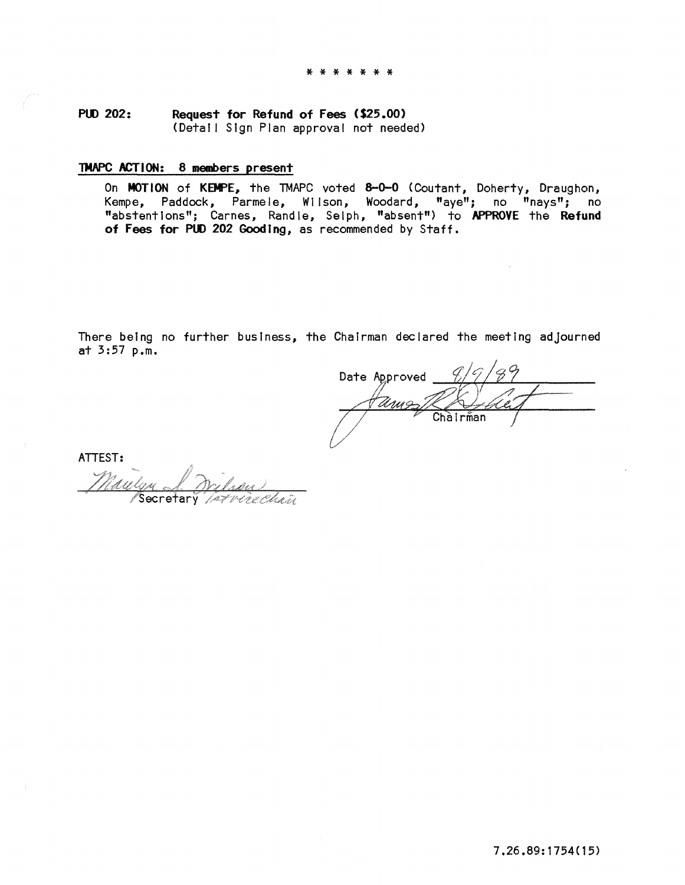* * * * * * *

**PUD 202:** **Request for Refund of Fees ($25.00)**
(Detail Sign Plan approval not needed)

**TMAPC ACTION: 8 members present**

On **MOTION** of **KEMPE,** the TMAPC voted **8-0-0** (Coutant, Doherty, Draughon, Kempe, Paddock, Parmele, Wilson, Woodard, "aye"; no "nays"; no "abstentions"; Carnes, Randle, Selph, "absent") to **APPROVE** the **Refund of Fees for PUD 202 Gooding,** as recommended by Staff.

There being no further business, the Chairman declared the meeting adjourned at 3:57 p.m.

Date Approved 8/9/89

Chairman

ATTEST:

Secretary

7.26.89:1754(15)